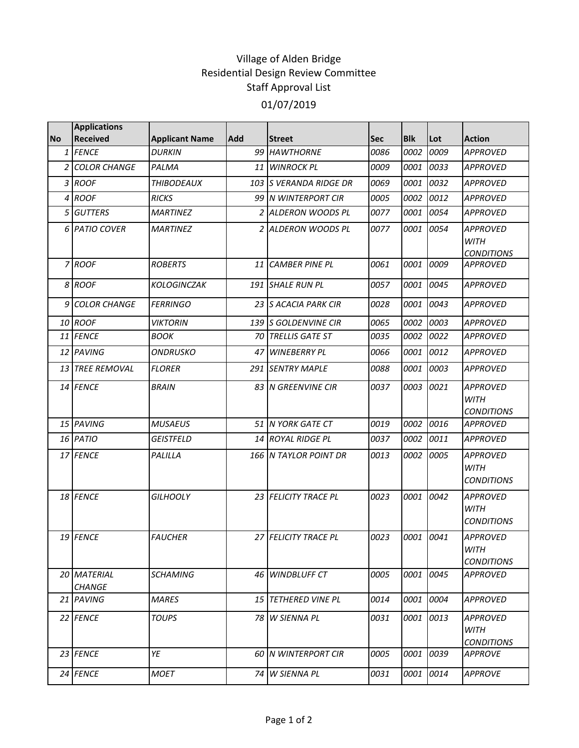# Village of Alden Bridge
## Residential Design Review Committee
## Staff Approval List
## 01/07/2019

| No | Applications Received | Applicant Name | Add | Street | Sec | Blk | Lot | Action |
|---|---|---|---|---|---|---|---|---|
| 1 | FENCE | DURKIN | 99 | HAWTHORNE | 0086 | 0002 | 0009 | APPROVED |
| 2 | COLOR CHANGE | PALMA | 11 | WINROCK PL | 0009 | 0001 | 0033 | APPROVED |
| 3 | ROOF | THIBODEAUX | 103 | S VERANDA RIDGE DR | 0069 | 0001 | 0032 | APPROVED |
| 4 | ROOF | RICKS | 99 | N WINTERPORT CIR | 0005 | 0002 | 0012 | APPROVED |
| 5 | GUTTERS | MARTINEZ | 2 | ALDERON WOODS PL | 0077 | 0001 | 0054 | APPROVED |
| 6 | PATIO COVER | MARTINEZ | 2 | ALDERON WOODS PL | 0077 | 0001 | 0054 | APPROVED WITH CONDITIONS |
| 7 | ROOF | ROBERTS | 11 | CAMBER PINE PL | 0061 | 0001 | 0009 | APPROVED |
| 8 | ROOF | KOLOGINCZAK | 191 | SHALE RUN PL | 0057 | 0001 | 0045 | APPROVED |
| 9 | COLOR CHANGE | FERRINGO | 23 | S ACACIA PARK CIR | 0028 | 0001 | 0043 | APPROVED |
| 10 | ROOF | VIKTORIN | 139 | S GOLDENVINE CIR | 0065 | 0002 | 0003 | APPROVED |
| 11 | FENCE | BOOK | 70 | TRELLIS GATE ST | 0035 | 0002 | 0022 | APPROVED |
| 12 | PAVING | ONDRUSKO | 47 | WINEBERRY PL | 0066 | 0001 | 0012 | APPROVED |
| 13 | TREE REMOVAL | FLORER | 291 | SENTRY MAPLE | 0088 | 0001 | 0003 | APPROVED |
| 14 | FENCE | BRAIN | 83 | N GREENVINE CIR | 0037 | 0003 | 0021 | APPROVED WITH CONDITIONS |
| 15 | PAVING | MUSAEUS | 51 | N YORK GATE CT | 0019 | 0002 | 0016 | APPROVED |
| 16 | PATIO | GEISTFELD | 14 | ROYAL RIDGE PL | 0037 | 0002 | 0011 | APPROVED |
| 17 | FENCE | PALILLA | 166 | N TAYLOR POINT DR | 0013 | 0002 | 0005 | APPROVED WITH CONDITIONS |
| 18 | FENCE | GILHOOLY | 23 | FELICITY TRACE PL | 0023 | 0001 | 0042 | APPROVED WITH CONDITIONS |
| 19 | FENCE | FAUCHER | 27 | FELICITY TRACE PL | 0023 | 0001 | 0041 | APPROVED WITH CONDITIONS |
| 20 | MATERIAL CHANGE | SCHAMING | 46 | WINDBLUFF CT | 0005 | 0001 | 0045 | APPROVED |
| 21 | PAVING | MARES | 15 | TETHERED VINE PL | 0014 | 0001 | 0004 | APPROVED |
| 22 | FENCE | TOUPS | 78 | W SIENNA PL | 0031 | 0001 | 0013 | APPROVED WITH CONDITIONS |
| 23 | FENCE | YE | 60 | N WINTERPORT CIR | 0005 | 0001 | 0039 | APPROVE |
| 24 | FENCE | MOET | 74 | W SIENNA PL | 0031 | 0001 | 0014 | APPROVE |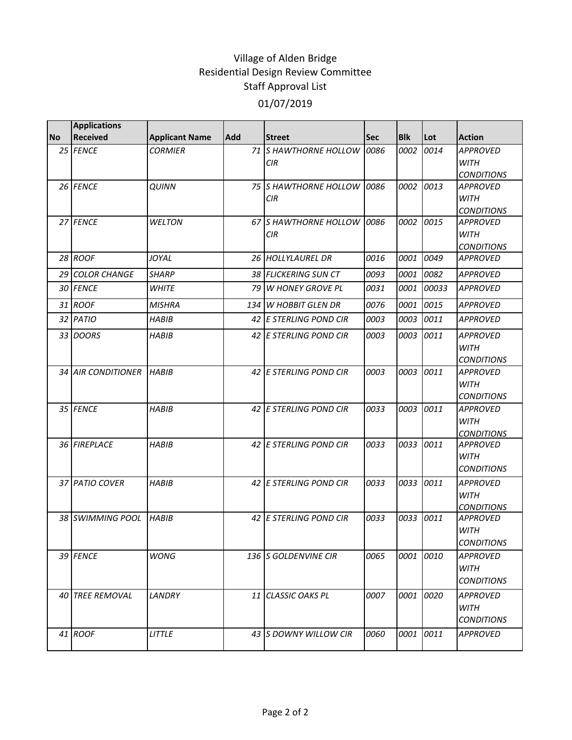Village of Alden Bridge
Residential Design Review Committee
Staff Approval List
01/07/2019

| No | Applications Received | Applicant Name | Add | Street | Sec | Blk | Lot | Action |
|---|---|---|---|---|---|---|---|---|
| 25 | FENCE | CORMIER | 71 | S HAWTHORNE HOLLOW CIR | 0086 | 0002 | 0014 | APPROVED WITH CONDITIONS |
| 26 | FENCE | QUINN | 75 | S HAWTHORNE HOLLOW CIR | 0086 | 0002 | 0013 | APPROVED WITH CONDITIONS |
| 27 | FENCE | WELTON | 67 | S HAWTHORNE HOLLOW CIR | 0086 | 0002 | 0015 | APPROVED WITH CONDITIONS |
| 28 | ROOF | JOYAL | 26 | HOLLYLAUREL DR | 0016 | 0001 | 0049 | APPROVED |
| 29 | COLOR CHANGE | SHARP | 38 | FLICKERING SUN CT | 0093 | 0001 | 0082 | APPROVED |
| 30 | FENCE | WHITE | 79 | W HONEY GROVE PL | 0031 | 0001 | 00033 | APPROVED |
| 31 | ROOF | MISHRA | 134 | W HOBBIT GLEN DR | 0076 | 0001 | 0015 | APPROVED |
| 32 | PATIO | HABIB | 42 | E STERLING POND CIR | 0003 | 0003 | 0011 | APPROVED |
| 33 | DOORS | HABIB | 42 | E STERLING POND CIR | 0003 | 0003 | 0011 | APPROVED WITH CONDITIONS |
| 34 | AIR CONDITIONER | HABIB | 42 | E STERLING POND CIR | 0003 | 0003 | 0011 | APPROVED WITH CONDITIONS |
| 35 | FENCE | HABIB | 42 | E STERLING POND CIR | 0033 | 0003 | 0011 | APPROVED WITH CONDITIONS |
| 36 | FIREPLACE | HABIB | 42 | E STERLING POND CIR | 0033 | 0033 | 0011 | APPROVED WITH CONDITIONS |
| 37 | PATIO COVER | HABIB | 42 | E STERLING POND CIR | 0033 | 0033 | 0011 | APPROVED WITH CONDITIONS |
| 38 | SWIMMING POOL | HABIB | 42 | E STERLING POND CIR | 0033 | 0033 | 0011 | APPROVED WITH CONDITIONS |
| 39 | FENCE | WONG | 136 | S GOLDENVINE CIR | 0065 | 0001 | 0010 | APPROVED WITH CONDITIONS |
| 40 | TREE REMOVAL | LANDRY | 11 | CLASSIC OAKS PL | 0007 | 0001 | 0020 | APPROVED WITH CONDITIONS |
| 41 | ROOF | LITTLE | 43 | S DOWNY WILLOW CIR | 0060 | 0001 | 0011 | APPROVED |